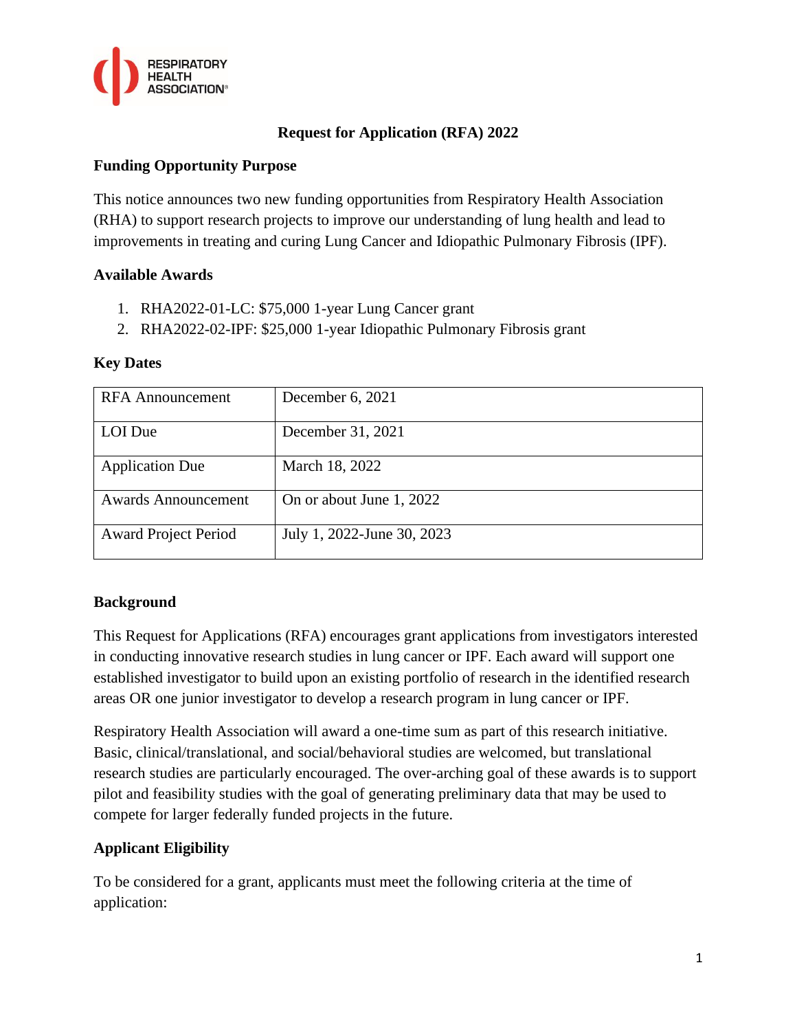# Request for Application (RFA) 2022

## Funding Opportunity Purpose

This notice announces two new funding opportunities from Respiratory Health Association (RHA) to support research projects to improve our understanding of lung health and lead to improvements in treating and curing Lung Cancer and Idiopathic Pulmonary Fibrosis (IPF).

## Available Awards

1. RHA2022-01-LC: $75,000 1-year Lung Cancer grant
2. RHA2022-02-IPF: $25,000 1-year Idiopathic Pulmonary Fibrosis grant

## Key Dates

| | |
|---|---|
| RFA Announcement | December 6, 2021 |
| LOI Due | December 31, 2021 |
| Application Due | March 18, 2022 |
| Awards Announcement | On or about June 1, 2022 |
| Award Project Period | July 1, 2022-June 30, 2023 |

## Background

This Request for Applications (RFA) encourages grant applications from investigators interested in conducting innovative research studies in lung cancer or IPF. Each award will support one established investigator to build upon an existing portfolio of research in the identified research areas OR one junior investigator to develop a research program in lung cancer or IPF.

Respiratory Health Association will award a one-time sum as part of this research initiative. Basic, clinical/translational, and social/behavioral studies are welcomed, but translational research studies are particularly encouraged. The over-arching goal of these awards is to support pilot and feasibility studies with the goal of generating preliminary data that may be used to compete for larger federally funded projects in the future.

## Applicant Eligibility

To be considered for a grant, applicants must meet the following criteria at the time of application: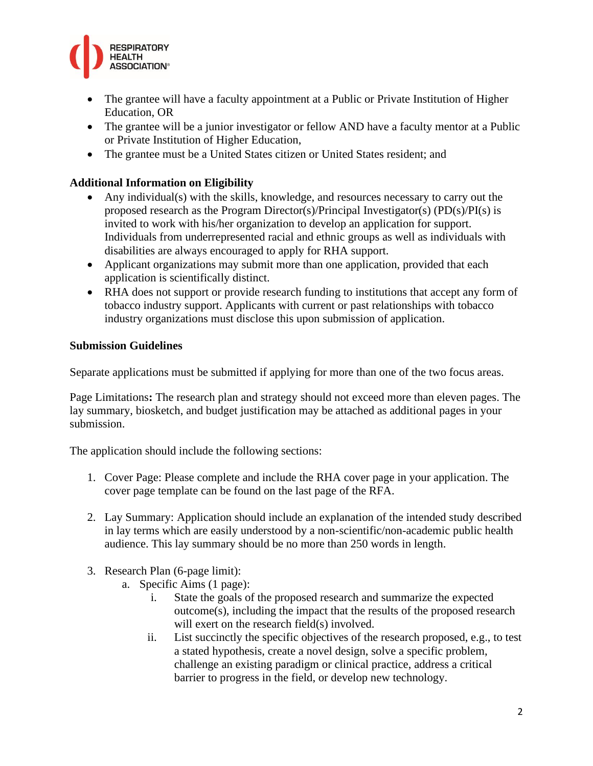- The grantee will have a faculty appointment at a Public or Private Institution of Higher Education, OR
- The grantee will be a junior investigator or fellow AND have a faculty mentor at a Public or Private Institution of Higher Education,
- The grantee must be a United States citizen or United States resident; and

**Additional Information on Eligibility**

- Any individual(s) with the skills, knowledge, and resources necessary to carry out the proposed research as the Program Director(s)/Principal Investigator(s) (PD(s)/PI(s) is invited to work with his/her organization to develop an application for support. Individuals from underrepresented racial and ethnic groups as well as individuals with disabilities are always encouraged to apply for RHA support.
- Applicant organizations may submit more than one application, provided that each application is scientifically distinct.
- RHA does not support or provide research funding to institutions that accept any form of tobacco industry support. Applicants with current or past relationships with tobacco industry organizations must disclose this upon submission of application.

**Submission Guidelines**

Separate applications must be submitted if applying for more than one of the two focus areas.

Page Limitations**:** The research plan and strategy should not exceed more than eleven pages. The lay summary, biosketch, and budget justification may be attached as additional pages in your submission.

The application should include the following sections:

1. Cover Page: Please complete and include the RHA cover page in your application. The cover page template can be found on the last page of the RFA.

2. Lay Summary: Application should include an explanation of the intended study described in lay terms which are easily understood by a non-scientific/non-academic public health audience. This lay summary should be no more than 250 words in length.

3. Research Plan (6-page limit):
   a. Specific Aims (1 page):
      i. State the goals of the proposed research and summarize the expected outcome(s), including the impact that the results of the proposed research will exert on the research field(s) involved.
      ii. List succinctly the specific objectives of the research proposed, e.g., to test a stated hypothesis, create a novel design, solve a specific problem, challenge an existing paradigm or clinical practice, address a critical barrier to progress in the field, or develop new technology.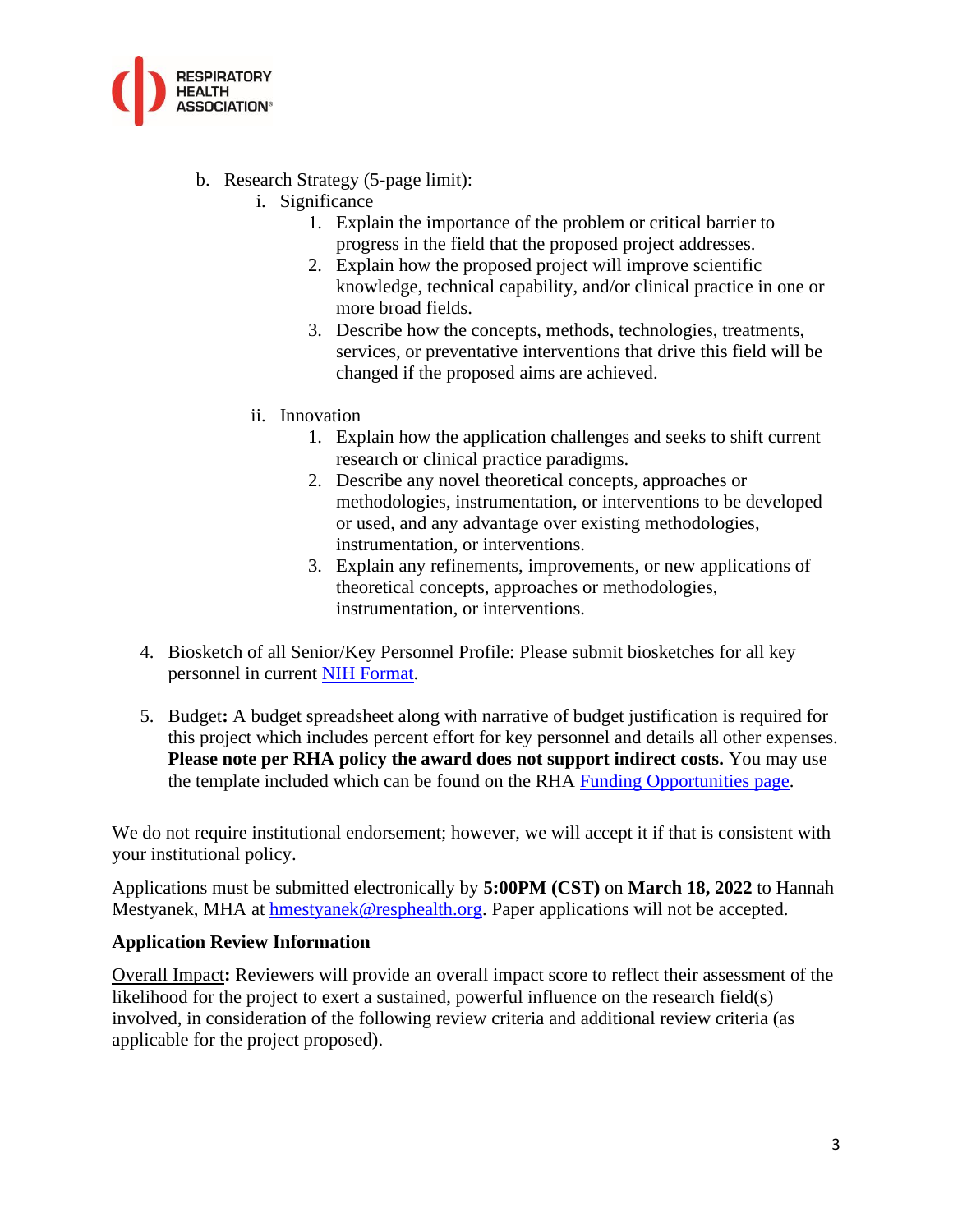b. Research Strategy (5-page limit):

   i. Significance

      1. Explain the importance of the problem or critical barrier to progress in the field that the proposed project addresses.
      2. Explain how the proposed project will improve scientific knowledge, technical capability, and/or clinical practice in one or more broad fields.
      3. Describe how the concepts, methods, technologies, treatments, services, or preventative interventions that drive this field will be changed if the proposed aims are achieved.

   ii. Innovation

      1. Explain how the application challenges and seeks to shift current research or clinical practice paradigms.
      2. Describe any novel theoretical concepts, approaches or methodologies, instrumentation, or interventions to be developed or used, and any advantage over existing methodologies, instrumentation, or interventions.
      3. Explain any refinements, improvements, or new applications of theoretical concepts, approaches or methodologies, instrumentation, or interventions.

4. Biosketch of all Senior/Key Personnel Profile: Please submit biosketches for all key personnel in current NIH Format.

5. Budget**:** A budget spreadsheet along with narrative of budget justification is required for this project which includes percent effort for key personnel and details all other expenses. **Please note per RHA policy the award does not support indirect costs.** You may use the template included which can be found on the RHA Funding Opportunities page.

We do not require institutional endorsement; however, we will accept it if that is consistent with your institutional policy.

Applications must be submitted electronically by **5:00PM (CST)** on **March 18, 2022** to Hannah Mestyanek, MHA at hmestyanek@resphealth.org. Paper applications will not be accepted.

**Application Review Information**

Overall Impact**:** Reviewers will provide an overall impact score to reflect their assessment of the likelihood for the project to exert a sustained, powerful influence on the research field(s) involved, in consideration of the following review criteria and additional review criteria (as applicable for the project proposed).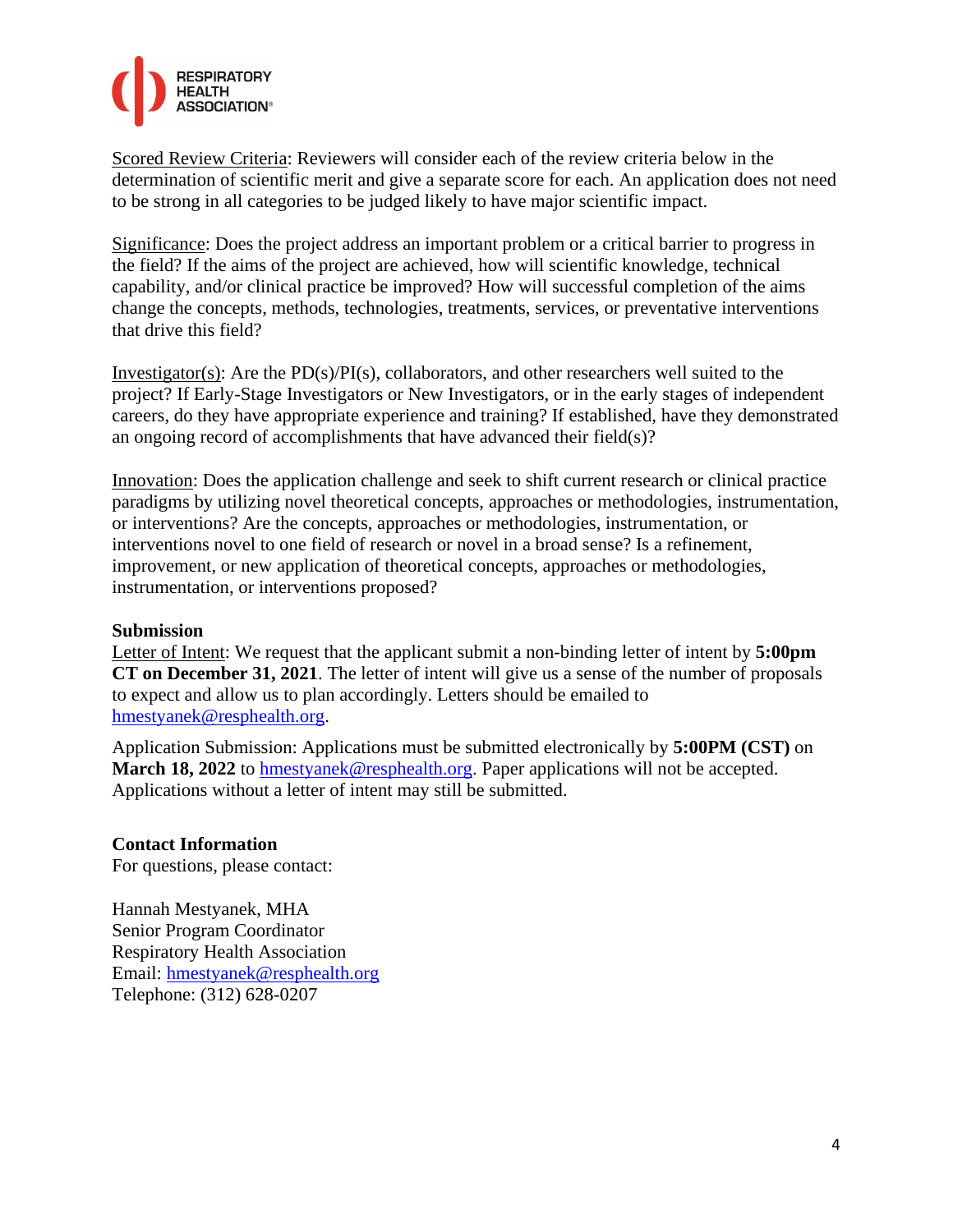Scored Review Criteria: Reviewers will consider each of the review criteria below in the determination of scientific merit and give a separate score for each. An application does not need to be strong in all categories to be judged likely to have major scientific impact.

Significance: Does the project address an important problem or a critical barrier to progress in the field? If the aims of the project are achieved, how will scientific knowledge, technical capability, and/or clinical practice be improved? How will successful completion of the aims change the concepts, methods, technologies, treatments, services, or preventative interventions that drive this field?

Investigator(s): Are the PD(s)/PI(s), collaborators, and other researchers well suited to the project? If Early-Stage Investigators or New Investigators, or in the early stages of independent careers, do they have appropriate experience and training? If established, have they demonstrated an ongoing record of accomplishments that have advanced their field(s)?

Innovation: Does the application challenge and seek to shift current research or clinical practice paradigms by utilizing novel theoretical concepts, approaches or methodologies, instrumentation, or interventions? Are the concepts, approaches or methodologies, instrumentation, or interventions novel to one field of research or novel in a broad sense? Is a refinement, improvement, or new application of theoretical concepts, approaches or methodologies, instrumentation, or interventions proposed?

**Submission**

Letter of Intent: We request that the applicant submit a non-binding letter of intent by **5:00pm CT on December 31, 2021**. The letter of intent will give us a sense of the number of proposals to expect and allow us to plan accordingly. Letters should be emailed to hmestyanek@resphealth.org.

Application Submission: Applications must be submitted electronically by **5:00PM (CST)** on **March 18, 2022** to hmestyanek@resphealth.org. Paper applications will not be accepted. Applications without a letter of intent may still be submitted.

**Contact Information**

For questions, please contact:

Hannah Mestyanek, MHA
Senior Program Coordinator
Respiratory Health Association
Email: hmestyanek@resphealth.org
Telephone: (312) 628-0207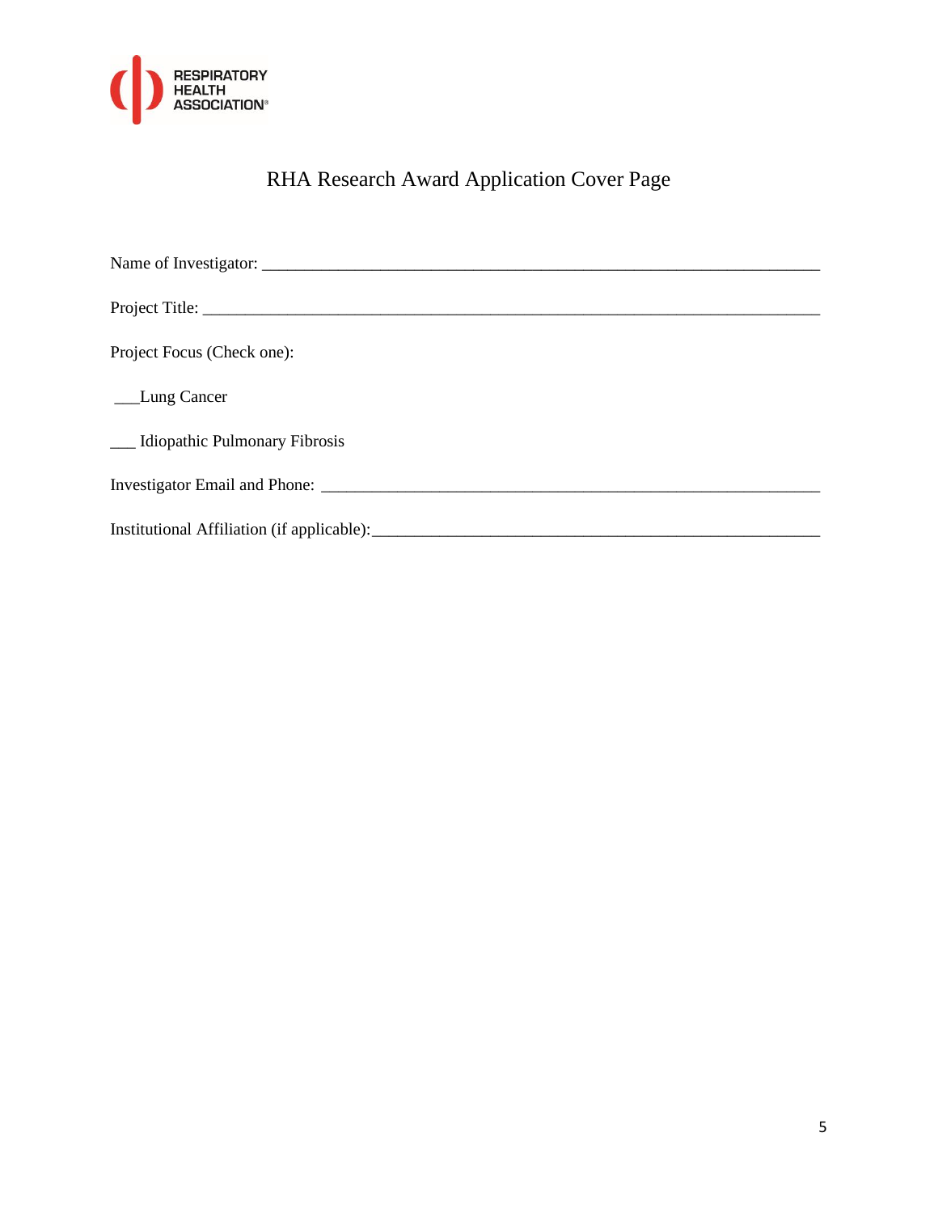RESPIRATORY HEALTH ASSOCIATION®

# RHA Research Award Application Cover Page

Name of Investigator: ___________________________________________________________________

Project Title: _________________________________________________________________________

Project Focus (Check one):

___Lung Cancer

___ Idiopathic Pulmonary Fibrosis

Investigator Email and Phone: _________________________________________________________

Institutional Affiliation (if applicable):____________________________________________________